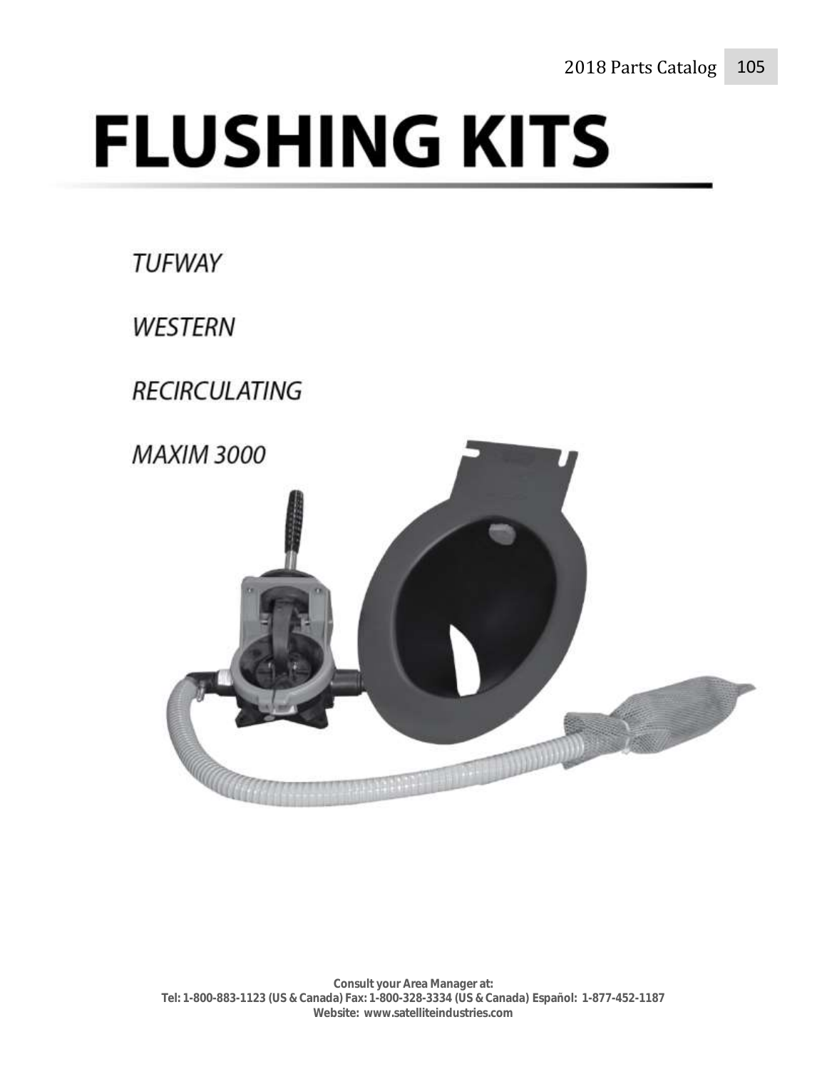# FLUSHING KITS

*TUFWAY*

*WESTERN*

*RECIRCULATING*

*MAXIM 3000*

**Consult your Area Manager at:**
**Tel: 1-800-883-1123 (US & Canada) Fax: 1-800-328-3334 (US & Canada) Español: 1-877-452-1187**
**Website: www.satelliteindustries.com**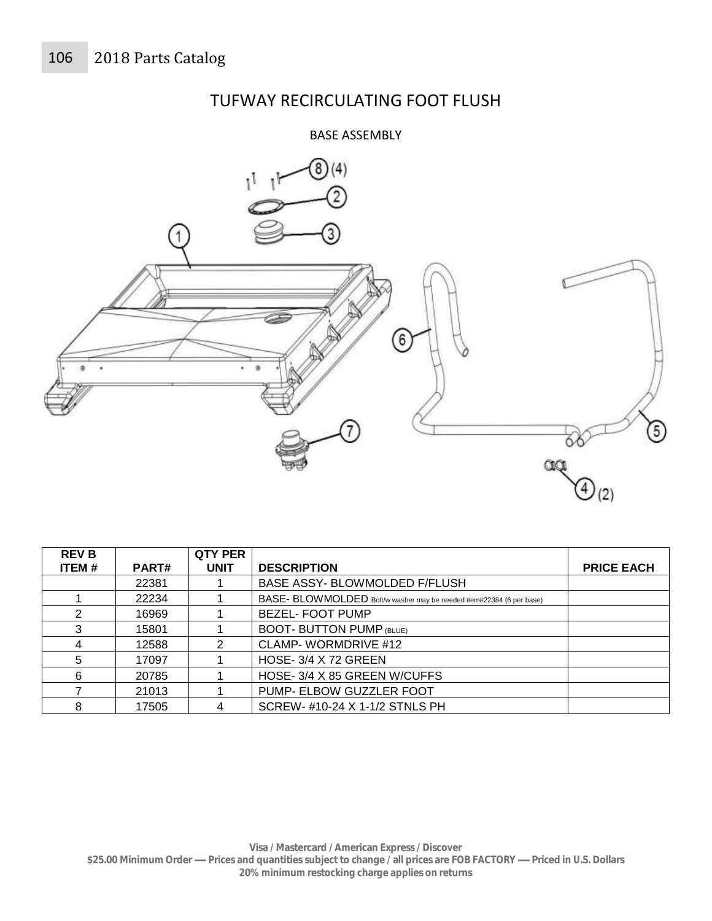# TUFWAY RECIRCULATING FOOT FLUSH

## BASE ASSEMBLY

| REV B ITEM # | PART# | QTY PER UNIT | DESCRIPTION | PRICE EACH |
|---|---|---|---|---|
| | 22381 | 1 | BASE ASSY- BLOWMOLDED F/FLUSH | |
| 1 | 22234 | 1 | BASE- BLOWMOLDED Bolt/w washer may be needed item#22384 (6 per base) | |
| 2 | 16969 | 1 | BEZEL- FOOT PUMP | |
| 3 | 15801 | 1 | BOOT- BUTTON PUMP (BLUE) | |
| 4 | 12588 | 2 | CLAMP- WORMDRIVE #12 | |
| 5 | 17097 | 1 | HOSE- 3/4 X 72 GREEN | |
| 6 | 20785 | 1 | HOSE- 3/4 X 85 GREEN W/CUFFS | |
| 7 | 21013 | 1 | PUMP- ELBOW GUZZLER FOOT | |
| 8 | 17505 | 4 | SCREW- #10-24 X 1-1/2 STNLS PH | |

**Visa / Mastercard / American Express / Discover**
**$25.00 Minimum Order — Prices and quantities subject to change / all prices are FOB FACTORY — Priced in U.S. Dollars**
**20% minimum restocking charge applies on returns**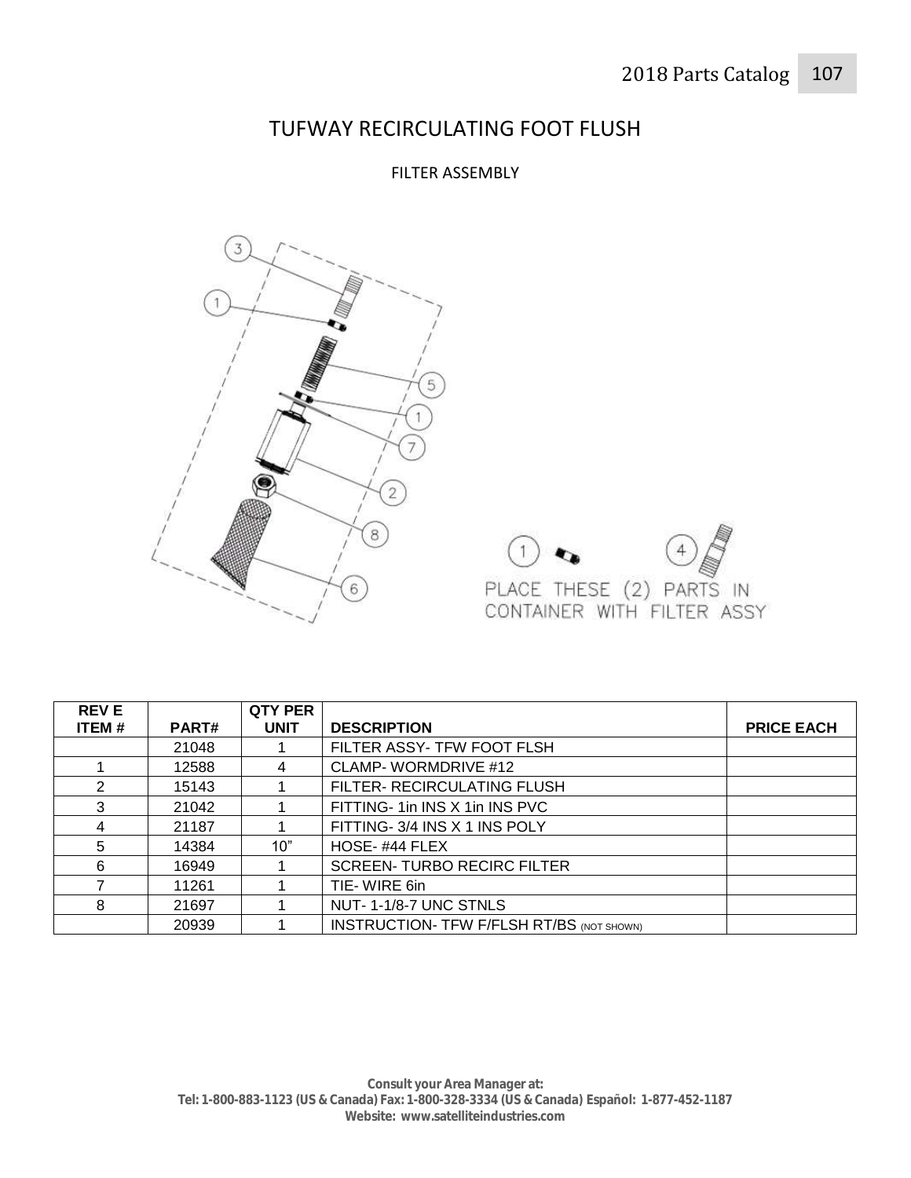# TUFWAY RECIRCULATING FOOT FLUSH

## FILTER ASSEMBLY

PLACE THESE (2) PARTS IN CONTAINER WITH FILTER ASSY

| REV E ITEM # | PART# | QTY PER UNIT | DESCRIPTION | PRICE EACH |
|---|---|---|---|---|
| | 21048 | 1 | FILTER ASSY- TFW FOOT FLSH | |
| 1 | 12588 | 4 | CLAMP- WORMDRIVE #12 | |
| 2 | 15143 | 1 | FILTER- RECIRCULATING FLUSH | |
| 3 | 21042 | 1 | FITTING- 1in INS X 1in INS PVC | |
| 4 | 21187 | 1 | FITTING- 3/4 INS X 1 INS POLY | |
| 5 | 14384 | 10" | HOSE- #44 FLEX | |
| 6 | 16949 | 1 | SCREEN- TURBO RECIRC FILTER | |
| 7 | 11261 | 1 | TIE- WIRE 6in | |
| 8 | 21697 | 1 | NUT- 1-1/8-7 UNC STNLS | |
| | 20939 | 1 | INSTRUCTION- TFW F/FLSH RT/BS (NOT SHOWN) | |

**Consult your Area Manager at:**
**Tel: 1-800-883-1123 (US & Canada) Fax: 1-800-328-3334 (US & Canada) Español: 1-877-452-1187**
**Website: www.satelliteindustries.com**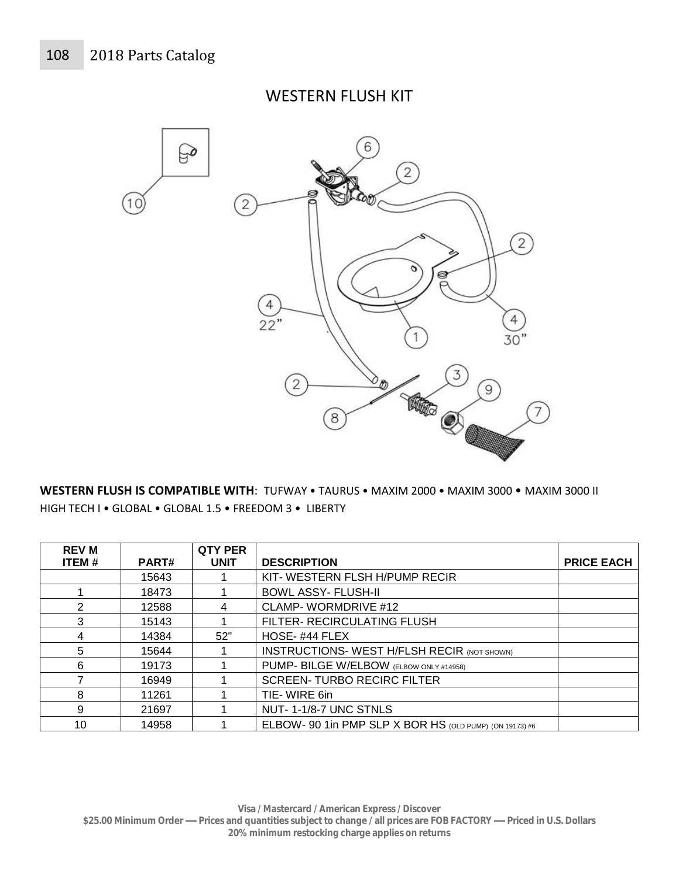# WESTERN FLUSH KIT

**WESTERN FLUSH IS COMPATIBLE WITH**: TUFWAY • TAURUS • MAXIM 2000 • MAXIM 3000 • MAXIM 3000 II HIGH TECH I • GLOBAL • GLOBAL 1.5 • FREEDOM 3 • LIBERTY

| REV M ITEM # | PART# | QTY PER UNIT | DESCRIPTION | PRICE EACH |
|---|---|---|---|---|
| | 15643 | 1 | KIT- WESTERN FLSH H/PUMP RECIR | |
| 1 | 18473 | 1 | BOWL ASSY- FLUSH-II | |
| 2 | 12588 | 4 | CLAMP- WORMDRIVE #12 | |
| 3 | 15143 | 1 | FILTER- RECIRCULATING FLUSH | |
| 4 | 14384 | 52" | HOSE- #44 FLEX | |
| 5 | 15644 | 1 | INSTRUCTIONS- WEST H/FLSH RECIR (NOT SHOWN) | |
| 6 | 19173 | 1 | PUMP- BILGE W/ELBOW (ELBOW ONLY #14958) | |
| 7 | 16949 | 1 | SCREEN- TURBO RECIRC FILTER | |
| 8 | 11261 | 1 | TIE- WIRE 6in | |
| 9 | 21697 | 1 | NUT- 1-1/8-7 UNC STNLS | |
| 10 | 14958 | 1 | ELBOW- 90 1in PMP SLP X BOR HS (OLD PUMP) (ON 19173) #6 | |

**Visa / Mastercard / American Express / Discover**
**$25.00 Minimum Order — Prices and quantities subject to change / all prices are FOB FACTORY — Priced in U.S. Dollars**
**20% minimum restocking charge applies on returns**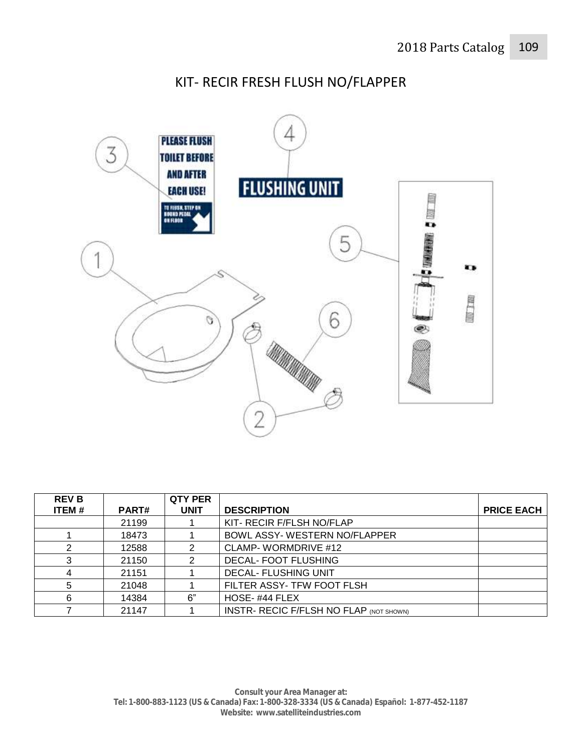# KIT- RECIR FRESH FLUSH NO/FLAPPER

| REV B ITEM # | PART# | QTY PER UNIT | DESCRIPTION | PRICE EACH |
|---|---|---|---|---|
| | 21199 | 1 | KIT- RECIR F/FLSH NO/FLAP | |
| 1 | 18473 | 1 | BOWL ASSY- WESTERN NO/FLAPPER | |
| 2 | 12588 | 2 | CLAMP- WORMDRIVE #12 | |
| 3 | 21150 | 2 | DECAL- FOOT FLUSHING | |
| 4 | 21151 | 1 | DECAL- FLUSHING UNIT | |
| 5 | 21048 | 1 | FILTER ASSY- TFW FOOT FLSH | |
| 6 | 14384 | 6" | HOSE- #44 FLEX | |
| 7 | 21147 | 1 | INSTR- RECIC F/FLSH NO FLAP (NOT SHOWN) | |

**Consult your Area Manager at:**
**Tel: 1-800-883-1123 (US & Canada) Fax: 1-800-328-3334 (US & Canada) Español: 1-877-452-1187**
**Website: www.satelliteindustries.com**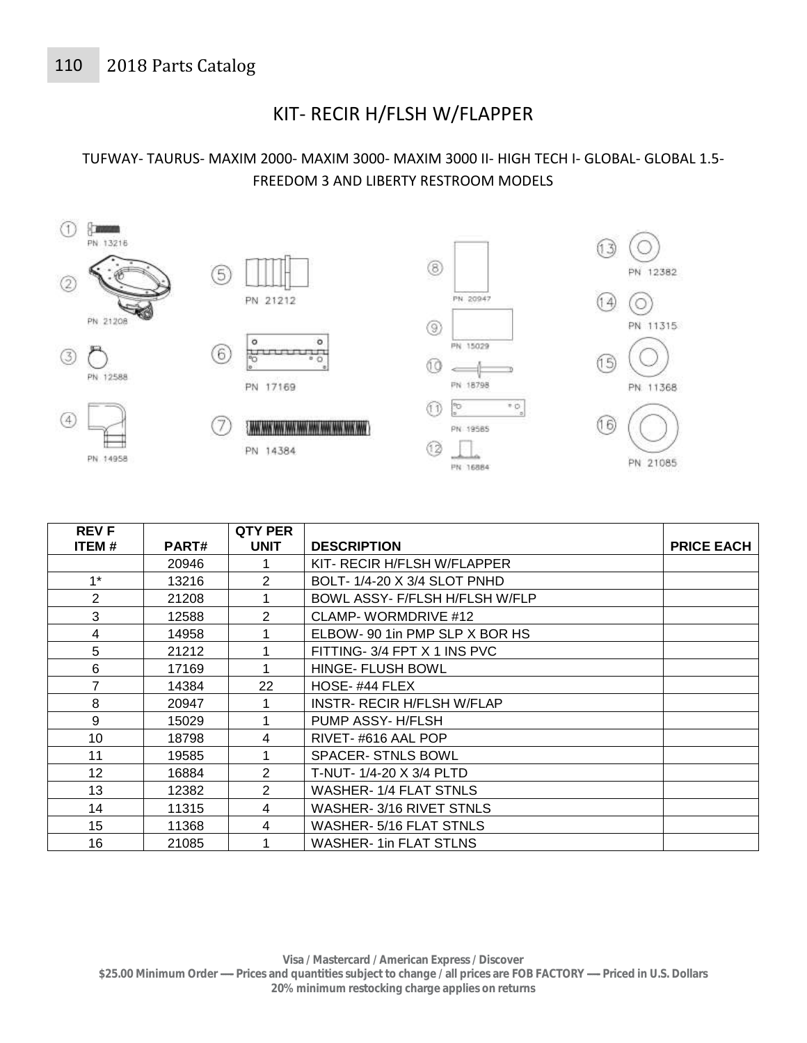# KIT- RECIR H/FLSH W/FLAPPER

TUFWAY- TAURUS- MAXIM 2000- MAXIM 3000- MAXIM 3000 II- HIGH TECH I- GLOBAL- GLOBAL 1.5- FREEDOM 3 AND LIBERTY RESTROOM MODELS

| REV F ITEM # | PART# | QTY PER UNIT | DESCRIPTION | PRICE EACH |
|---|---|---|---|---|
| | 20946 | 1 | KIT- RECIR H/FLSH W/FLAPPER | |
| 1* | 13216 | 2 | BOLT- 1/4-20 X 3/4 SLOT PNHD | |
| 2 | 21208 | 1 | BOWL ASSY- F/FLSH H/FLSH W/FLP | |
| 3 | 12588 | 2 | CLAMP- WORMDRIVE #12 | |
| 4 | 14958 | 1 | ELBOW- 90 1in PMP SLP X BOR HS | |
| 5 | 21212 | 1 | FITTING- 3/4 FPT X 1 INS PVC | |
| 6 | 17169 | 1 | HINGE- FLUSH BOWL | |
| 7 | 14384 | 22 | HOSE- #44 FLEX | |
| 8 | 20947 | 1 | INSTR- RECIR H/FLSH W/FLAP | |
| 9 | 15029 | 1 | PUMP ASSY- H/FLSH | |
| 10 | 18798 | 4 | RIVET- #616 AAL POP | |
| 11 | 19585 | 1 | SPACER- STNLS BOWL | |
| 12 | 16884 | 2 | T-NUT- 1/4-20 X 3/4 PLTD | |
| 13 | 12382 | 2 | WASHER- 1/4 FLAT STNLS | |
| 14 | 11315 | 4 | WASHER- 3/16 RIVET STNLS | |
| 15 | 11368 | 4 | WASHER- 5/16 FLAT STNLS | |
| 16 | 21085 | 1 | WASHER- 1in FLAT STLNS | |

**Visa / Mastercard / American Express / Discover**
**$25.00 Minimum Order — Prices and quantities subject to change / all prices are FOB FACTORY — Priced in U.S. Dollars**
**20% minimum restocking charge applies on returns**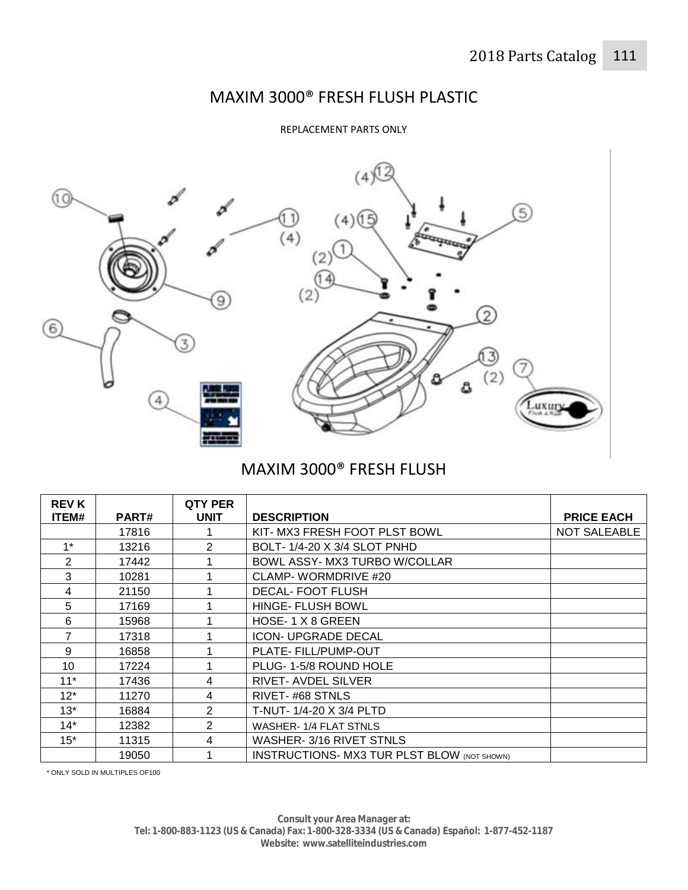# MAXIM 3000® FRESH FLUSH PLASTIC

REPLACEMENT PARTS ONLY

## MAXIM 3000® FRESH FLUSH

| REV K ITEM# | PART# | QTY PER UNIT | DESCRIPTION | PRICE EACH |
|---|---|---|---|---|
| | 17816 | 1 | KIT- MX3 FRESH FOOT PLST BOWL | NOT SALEABLE |
| 1* | 13216 | 2 | BOLT- 1/4-20 X 3/4 SLOT PNHD | |
| 2 | 17442 | 1 | BOWL ASSY- MX3 TURBO W/COLLAR | |
| 3 | 10281 | 1 | CLAMP- WORMDRIVE #20 | |
| 4 | 21150 | 1 | DECAL- FOOT FLUSH | |
| 5 | 17169 | 1 | HINGE- FLUSH BOWL | |
| 6 | 15968 | 1 | HOSE- 1 X 8 GREEN | |
| 7 | 17318 | 1 | ICON- UPGRADE DECAL | |
| 9 | 16858 | 1 | PLATE- FILL/PUMP-OUT | |
| 10 | 17224 | 1 | PLUG- 1-5/8 ROUND HOLE | |
| 11* | 17436 | 4 | RIVET- AVDEL SILVER | |
| 12* | 11270 | 4 | RIVET- #68 STNLS | |
| 13* | 16884 | 2 | T-NUT- 1/4-20 X 3/4 PLTD | |
| 14* | 12382 | 2 | WASHER- 1/4 FLAT STNLS | |
| 15* | 11315 | 4 | WASHER- 3/16 RIVET STNLS | |
| | 19050 | 1 | INSTRUCTIONS- MX3 TUR PLST BLOW (NOT SHOWN) | |

\* ONLY SOLD IN MULTIPLES OF100

**Consult your Area Manager at:**
**Tel: 1-800-883-1123 (US & Canada) Fax: 1-800-328-3334 (US & Canada) Español: 1-877-452-1187**
**Website: www.satelliteindustries.com**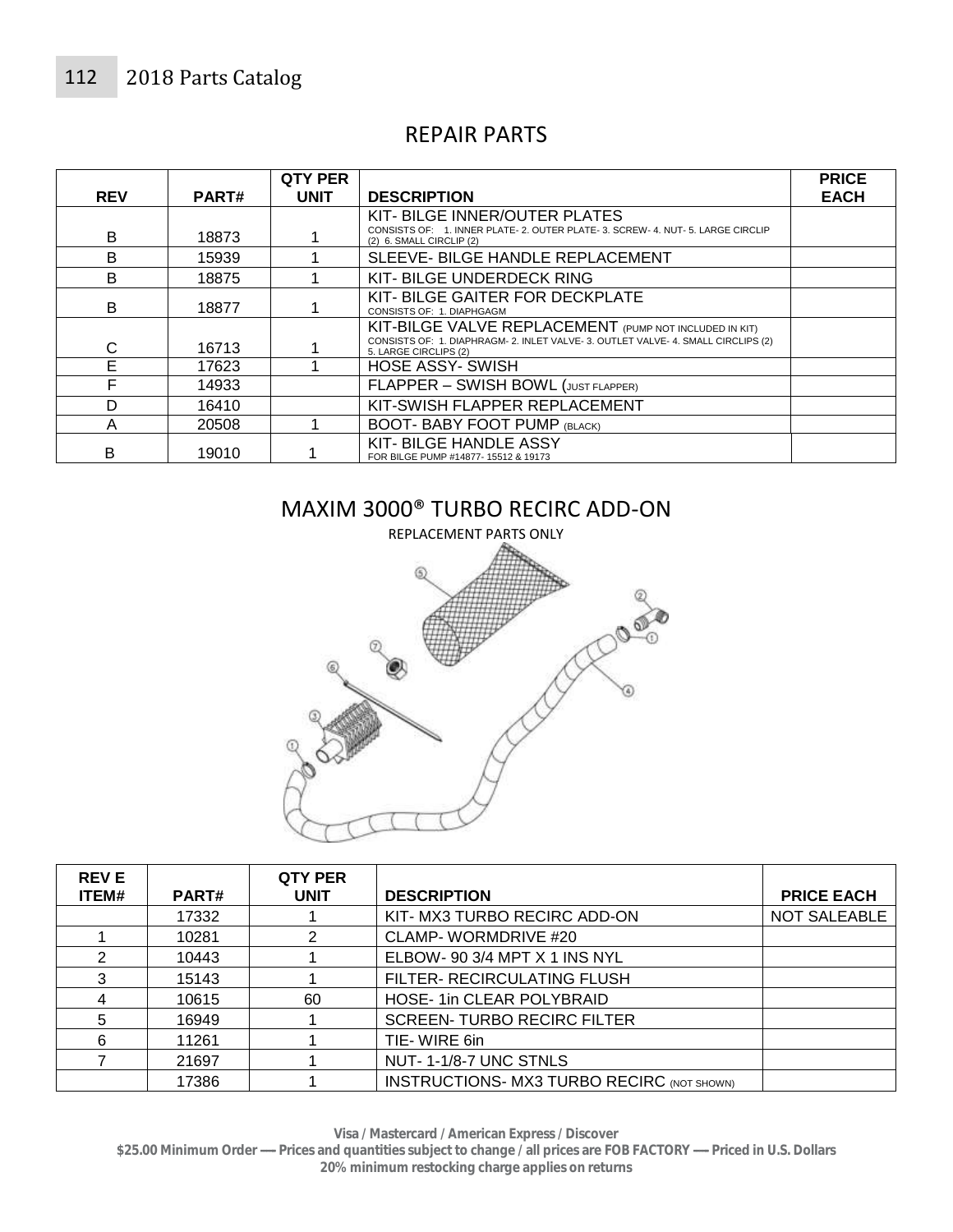## REPAIR PARTS

| REV | PART# | QTY PER UNIT | DESCRIPTION | PRICE EACH |
|---|---|---|---|---|
| B | 18873 | 1 | KIT- BILGE INNER/OUTER PLATES CONSISTS OF: 1. INNER PLATE- 2. OUTER PLATE- 3. SCREW- 4. NUT- 5. LARGE CIRCLIP (2) 6. SMALL CIRCLIP (2) | |
| B | 15939 | 1 | SLEEVE- BILGE HANDLE REPLACEMENT | |
| B | 18875 | 1 | KIT- BILGE UNDERDECK RING | |
| B | 18877 | 1 | KIT- BILGE GAITER FOR DECKPLATE CONSISTS OF: 1. DIAPHGAGM | |
| C | 16713 | 1 | KIT-BILGE VALVE REPLACEMENT (PUMP NOT INCLUDED IN KIT) CONSISTS OF: 1. DIAPHRAGM- 2. INLET VALVE- 3. OUTLET VALVE- 4. SMALL CIRCLIPS (2) 5. LARGE CIRCLIPS (2) | |
| E | 17623 | 1 | HOSE ASSY- SWISH | |
| F | 14933 | | FLAPPER – SWISH BOWL (JUST FLAPPER) | |
| D | 16410 | | KIT-SWISH FLAPPER REPLACEMENT | |
| A | 20508 | 1 | BOOT- BABY FOOT PUMP (BLACK) | |
| B | 19010 | 1 | KIT- BILGE HANDLE ASSY FOR BILGE PUMP #14877- 15512 & 19173 | |

## MAXIM 3000® TURBO RECIRC ADD-ON

REPLACEMENT PARTS ONLY

| REV E ITEM# | PART# | QTY PER UNIT | DESCRIPTION | PRICE EACH |
|---|---|---|---|---|
| | 17332 | 1 | KIT- MX3 TURBO RECIRC ADD-ON | NOT SALEABLE |
| 1 | 10281 | 2 | CLAMP- WORMDRIVE #20 | |
| 2 | 10443 | 1 | ELBOW- 90 3/4 MPT X 1 INS NYL | |
| 3 | 15143 | 1 | FILTER- RECIRCULATING FLUSH | |
| 4 | 10615 | 60 | HOSE- 1in CLEAR POLYBRAID | |
| 5 | 16949 | 1 | SCREEN- TURBO RECIRC FILTER | |
| 6 | 11261 | 1 | TIE- WIRE 6in | |
| 7 | 21697 | 1 | NUT- 1-1/8-7 UNC STNLS | |
| | 17386 | 1 | INSTRUCTIONS- MX3 TURBO RECIRC (NOT SHOWN) | |

**Visa / Mastercard / American Express / Discover**
**$25.00 Minimum Order — Prices and quantities subject to change / all prices are FOB FACTORY — Priced in U.S. Dollars**
**20% minimum restocking charge applies on returns**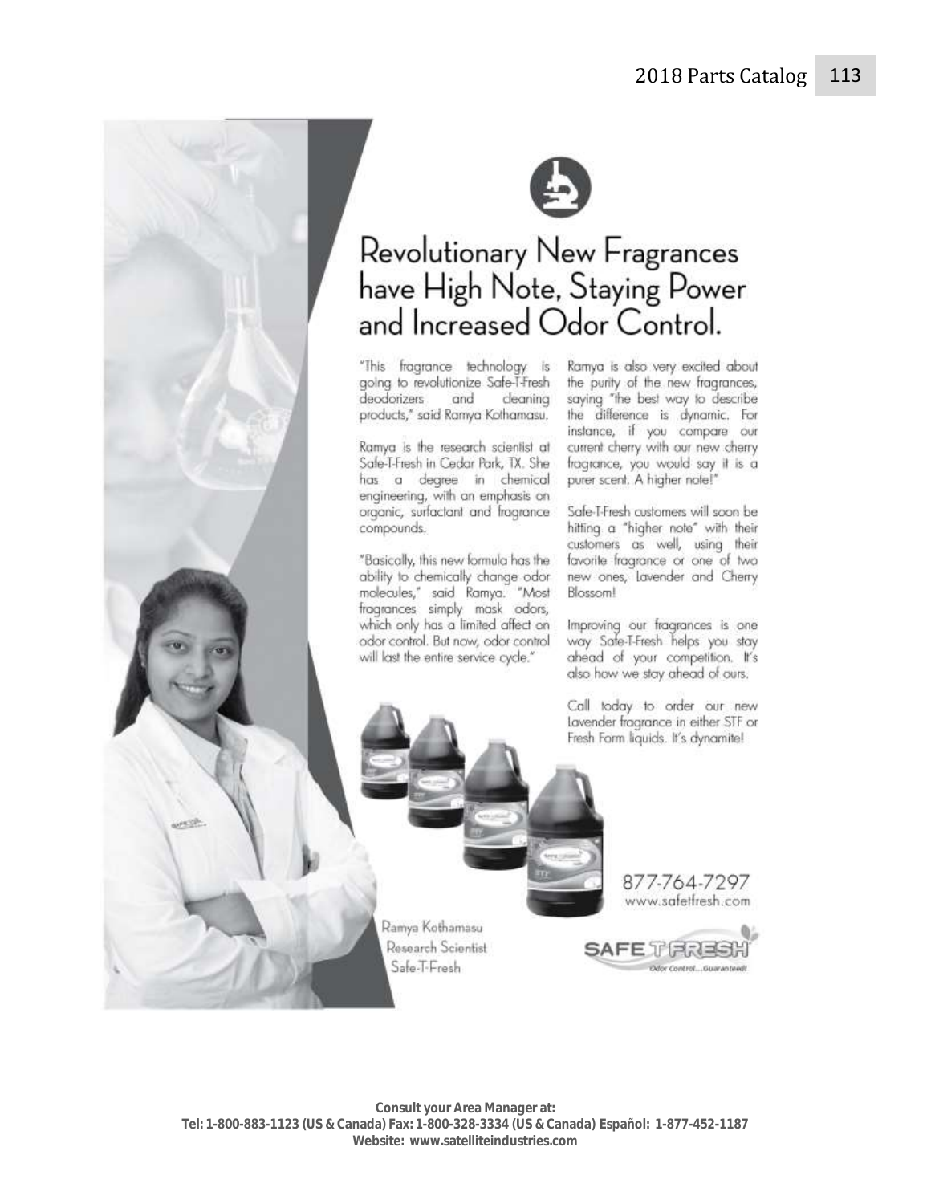# Revolutionary New Fragrances have High Note, Staying Power and Increased Odor Control.

"This fragrance technology is going to revolutionize Safe-T-Fresh deodorizers and cleaning products," said Ramya Kothamasu.

Ramya is the research scientist at Safe-T-Fresh in Cedar Park, TX. She has a degree in chemical engineering, with an emphasis on organic, surfactant and fragrance compounds.

"Basically, this new formula has the ability to chemically change odor molecules," said Ramya. "Most fragrances simply mask odors, which only has a limited affect on odor control. But now, odor control will last the entire service cycle."

Ramya is also very excited about the purity of the new fragrances, saying "the best way to describe the difference is dynamic. For instance, if you compare our current cherry with our new cherry fragrance, you would say it is a purer scent. A higher note!"

Safe-T-Fresh customers will soon be hitting a "higher note" with their customers as well, using their favorite fragrance or one of two new ones, Lavender and Cherry Blossom!

Improving our fragrances is one way Safe-T-Fresh helps you stay ahead of your competition. It's also how we stay ahead of ours.

Call today to order our new Lavender fragrance in either STF or Fresh Form liquids. It's dynamite!

Ramya Kothamasu
Research Scientist
Safe-T-Fresh

877-764-7297
www.safetfresh.com

SAFE T FRESH
Odor Control...Guaranteed!

**Consult your Area Manager at:**
**Tel: 1-800-883-1123 (US & Canada) Fax: 1-800-328-3334 (US & Canada) Español: 1-877-452-1187**
**Website: www.satelliteindustries.com**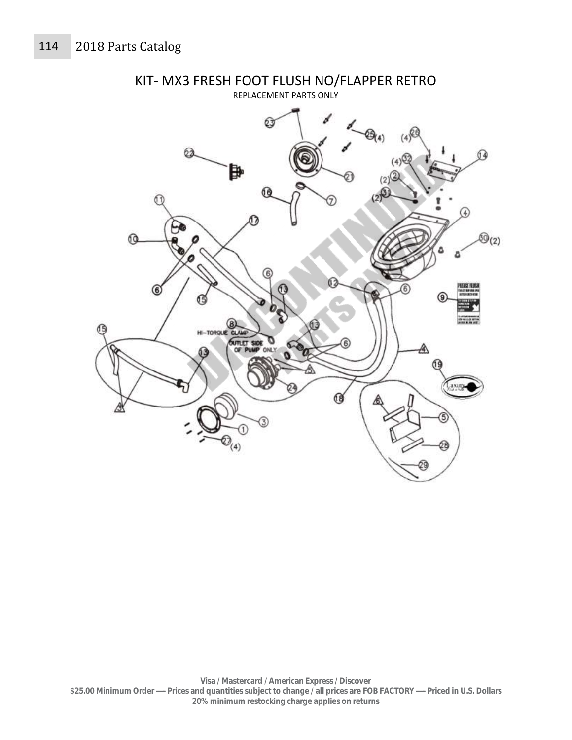# KIT- MX3 FRESH FOOT FLUSH NO/FLAPPER RETRO

REPLACEMENT PARTS ONLY

**Visa / Mastercard / American Express / Discover**
**$25.00 Minimum Order — Prices and quantities subject to change / all prices are FOB FACTORY — Priced in U.S. Dollars**
**20% minimum restocking charge applies on returns**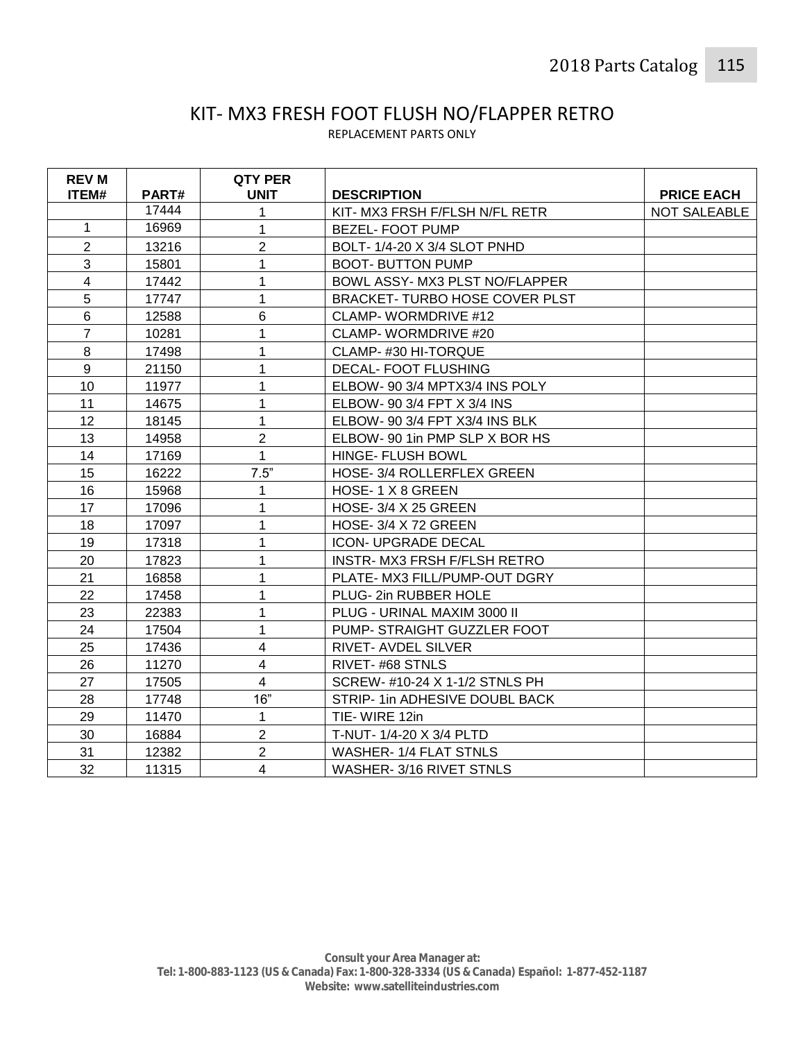# KIT- MX3 FRESH FOOT FLUSH NO/FLAPPER RETRO

REPLACEMENT PARTS ONLY

| REV M ITEM# | PART# | QTY PER UNIT | DESCRIPTION | PRICE EACH |
|---|---|---|---|---|
| | 17444 | 1 | KIT- MX3 FRSH F/FLSH N/FL RETR | NOT SALEABLE |
| 1 | 16969 | 1 | BEZEL- FOOT PUMP | |
| 2 | 13216 | 2 | BOLT- 1/4-20 X 3/4 SLOT PNHD | |
| 3 | 15801 | 1 | BOOT- BUTTON PUMP | |
| 4 | 17442 | 1 | BOWL ASSY- MX3 PLST NO/FLAPPER | |
| 5 | 17747 | 1 | BRACKET- TURBO HOSE COVER PLST | |
| 6 | 12588 | 6 | CLAMP- WORMDRIVE #12 | |
| 7 | 10281 | 1 | CLAMP- WORMDRIVE #20 | |
| 8 | 17498 | 1 | CLAMP- #30 HI-TORQUE | |
| 9 | 21150 | 1 | DECAL- FOOT FLUSHING | |
| 10 | 11977 | 1 | ELBOW- 90 3/4 MPTX3/4 INS POLY | |
| 11 | 14675 | 1 | ELBOW- 90 3/4 FPT X 3/4 INS | |
| 12 | 18145 | 1 | ELBOW- 90 3/4 FPT X3/4 INS BLK | |
| 13 | 14958 | 2 | ELBOW- 90 1in PMP SLP X BOR HS | |
| 14 | 17169 | 1 | HINGE- FLUSH BOWL | |
| 15 | 16222 | 7.5" | HOSE- 3/4 ROLLERFLEX GREEN | |
| 16 | 15968 | 1 | HOSE- 1 X 8 GREEN | |
| 17 | 17096 | 1 | HOSE- 3/4 X 25 GREEN | |
| 18 | 17097 | 1 | HOSE- 3/4 X 72 GREEN | |
| 19 | 17318 | 1 | ICON- UPGRADE DECAL | |
| 20 | 17823 | 1 | INSTR- MX3 FRSH F/FLSH RETRO | |
| 21 | 16858 | 1 | PLATE- MX3 FILL/PUMP-OUT DGRY | |
| 22 | 17458 | 1 | PLUG- 2in RUBBER HOLE | |
| 23 | 22383 | 1 | PLUG - URINAL MAXIM 3000 II | |
| 24 | 17504 | 1 | PUMP- STRAIGHT GUZZLER FOOT | |
| 25 | 17436 | 4 | RIVET- AVDEL SILVER | |
| 26 | 11270 | 4 | RIVET- #68 STNLS | |
| 27 | 17505 | 4 | SCREW- #10-24 X 1-1/2 STNLS PH | |
| 28 | 17748 | 16" | STRIP- 1in ADHESIVE DOUBL BACK | |
| 29 | 11470 | 1 | TIE- WIRE 12in | |
| 30 | 16884 | 2 | T-NUT- 1/4-20 X 3/4 PLTD | |
| 31 | 12382 | 2 | WASHER- 1/4 FLAT STNLS | |
| 32 | 11315 | 4 | WASHER- 3/16 RIVET STNLS | |

**Consult your Area Manager at:**
**Tel: 1-800-883-1123 (US & Canada) Fax: 1-800-328-3334 (US & Canada) Español: 1-877-452-1187**
**Website: www.satelliteindustries.com**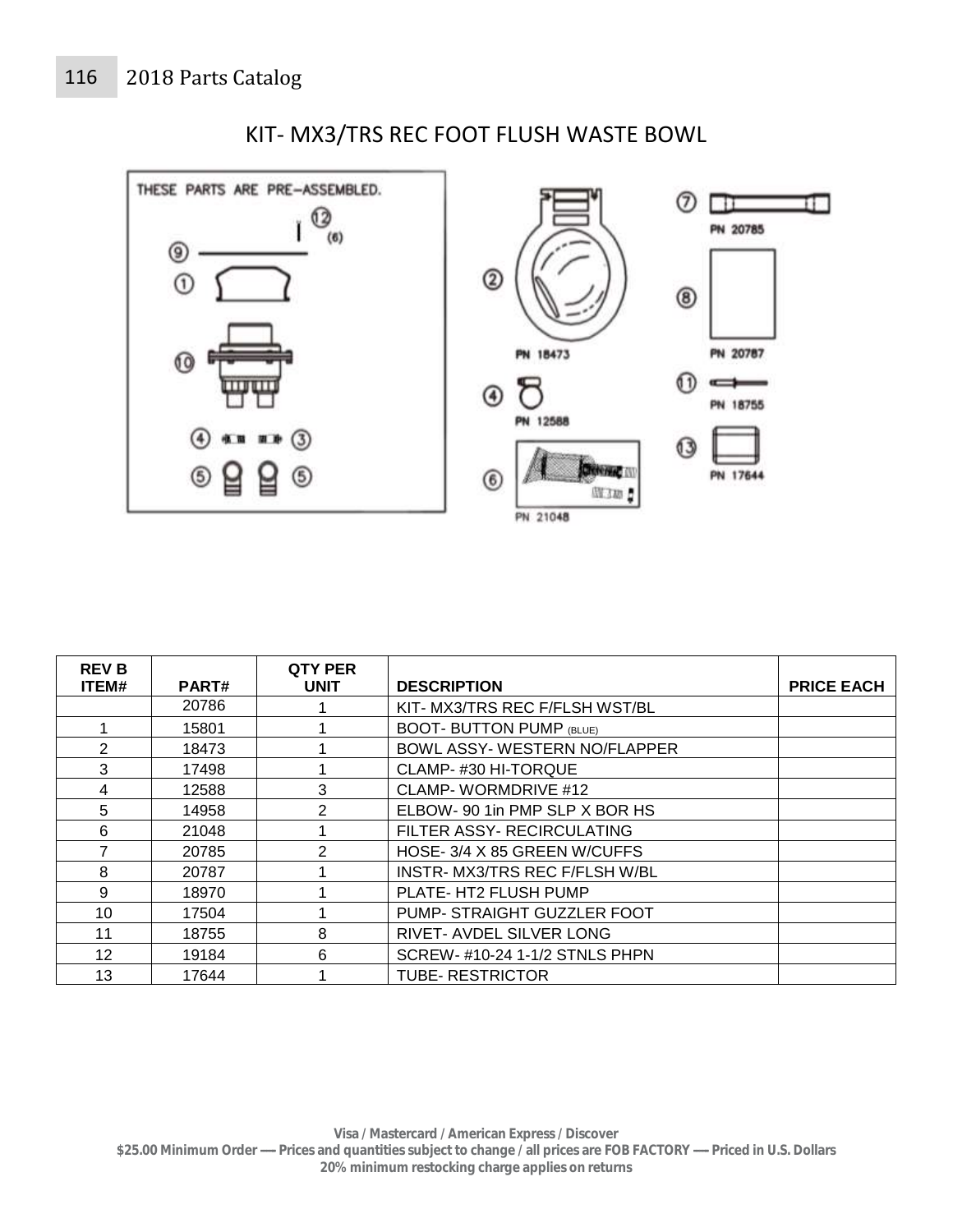# KIT- MX3/TRS REC FOOT FLUSH WASTE BOWL

THESE PARTS ARE PRE-ASSEMBLED.

| REV B ITEM# | PART# | QTY PER UNIT | DESCRIPTION | PRICE EACH |
|---|---|---|---|---|
| | 20786 | 1 | KIT- MX3/TRS REC F/FLSH WST/BL | |
| 1 | 15801 | 1 | BOOT- BUTTON PUMP (BLUE) | |
| 2 | 18473 | 1 | BOWL ASSY- WESTERN NO/FLAPPER | |
| 3 | 17498 | 1 | CLAMP- #30 HI-TORQUE | |
| 4 | 12588 | 3 | CLAMP- WORMDRIVE #12 | |
| 5 | 14958 | 2 | ELBOW- 90 1in PMP SLP X BOR HS | |
| 6 | 21048 | 1 | FILTER ASSY- RECIRCULATING | |
| 7 | 20785 | 2 | HOSE- 3/4 X 85 GREEN W/CUFFS | |
| 8 | 20787 | 1 | INSTR- MX3/TRS REC F/FLSH W/BL | |
| 9 | 18970 | 1 | PLATE- HT2 FLUSH PUMP | |
| 10 | 17504 | 1 | PUMP- STRAIGHT GUZZLER FOOT | |
| 11 | 18755 | 8 | RIVET- AVDEL SILVER LONG | |
| 12 | 19184 | 6 | SCREW- #10-24 1-1/2 STNLS PHPN | |
| 13 | 17644 | 1 | TUBE- RESTRICTOR | |

Visa / Mastercard / American Express / Discover
$25.00 Minimum Order — Prices and quantities subject to change / all prices are FOB FACTORY — Priced in U.S. Dollars
20% minimum restocking charge applies on returns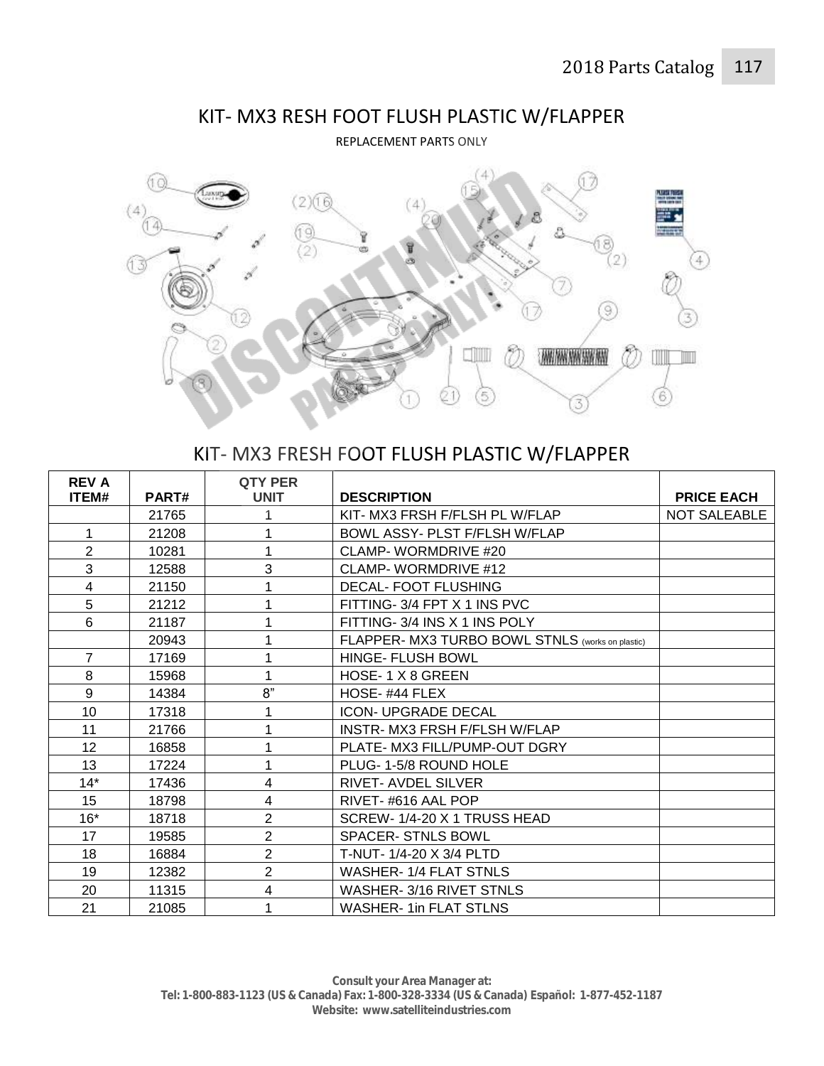# KIT- MX3 RESH FOOT FLUSH PLASTIC W/FLAPPER

REPLACEMENT PARTS ONLY

## KIT- MX3 FRESH FOOT FLUSH PLASTIC W/FLAPPER

| REV A ITEM# | PART# | QTY PER UNIT | DESCRIPTION | PRICE EACH |
|---|---|---|---|---|
| | 21765 | 1 | KIT- MX3 FRSH F/FLSH PL W/FLAP | NOT SALEABLE |
| 1 | 21208 | 1 | BOWL ASSY- PLST F/FLSH W/FLAP | |
| 2 | 10281 | 1 | CLAMP- WORMDRIVE #20 | |
| 3 | 12588 | 3 | CLAMP- WORMDRIVE #12 | |
| 4 | 21150 | 1 | DECAL- FOOT FLUSHING | |
| 5 | 21212 | 1 | FITTING- 3/4 FPT X 1 INS PVC | |
| 6 | 21187 | 1 | FITTING- 3/4 INS X 1 INS POLY | |
| | 20943 | 1 | FLAPPER- MX3 TURBO BOWL STNLS (works on plastic) | |
| 7 | 17169 | 1 | HINGE- FLUSH BOWL | |
| 8 | 15968 | 1 | HOSE- 1 X 8 GREEN | |
| 9 | 14384 | 8” | HOSE- #44 FLEX | |
| 10 | 17318 | 1 | ICON- UPGRADE DECAL | |
| 11 | 21766 | 1 | INSTR- MX3 FRSH F/FLSH W/FLAP | |
| 12 | 16858 | 1 | PLATE- MX3 FILL/PUMP-OUT DGRY | |
| 13 | 17224 | 1 | PLUG- 1-5/8 ROUND HOLE | |
| 14* | 17436 | 4 | RIVET- AVDEL SILVER | |
| 15 | 18798 | 4 | RIVET- #616 AAL POP | |
| 16* | 18718 | 2 | SCREW- 1/4-20 X 1 TRUSS HEAD | |
| 17 | 19585 | 2 | SPACER- STNLS BOWL | |
| 18 | 16884 | 2 | T-NUT- 1/4-20 X 3/4 PLTD | |
| 19 | 12382 | 2 | WASHER- 1/4 FLAT STNLS | |
| 20 | 11315 | 4 | WASHER- 3/16 RIVET STNLS | |
| 21 | 21085 | 1 | WASHER- 1in FLAT STLNS | |

**Consult your Area Manager at:**
**Tel: 1-800-883-1123 (US & Canada) Fax: 1-800-328-3334 (US & Canada) Español: 1-877-452-1187**
**Website: www.satelliteindustries.com**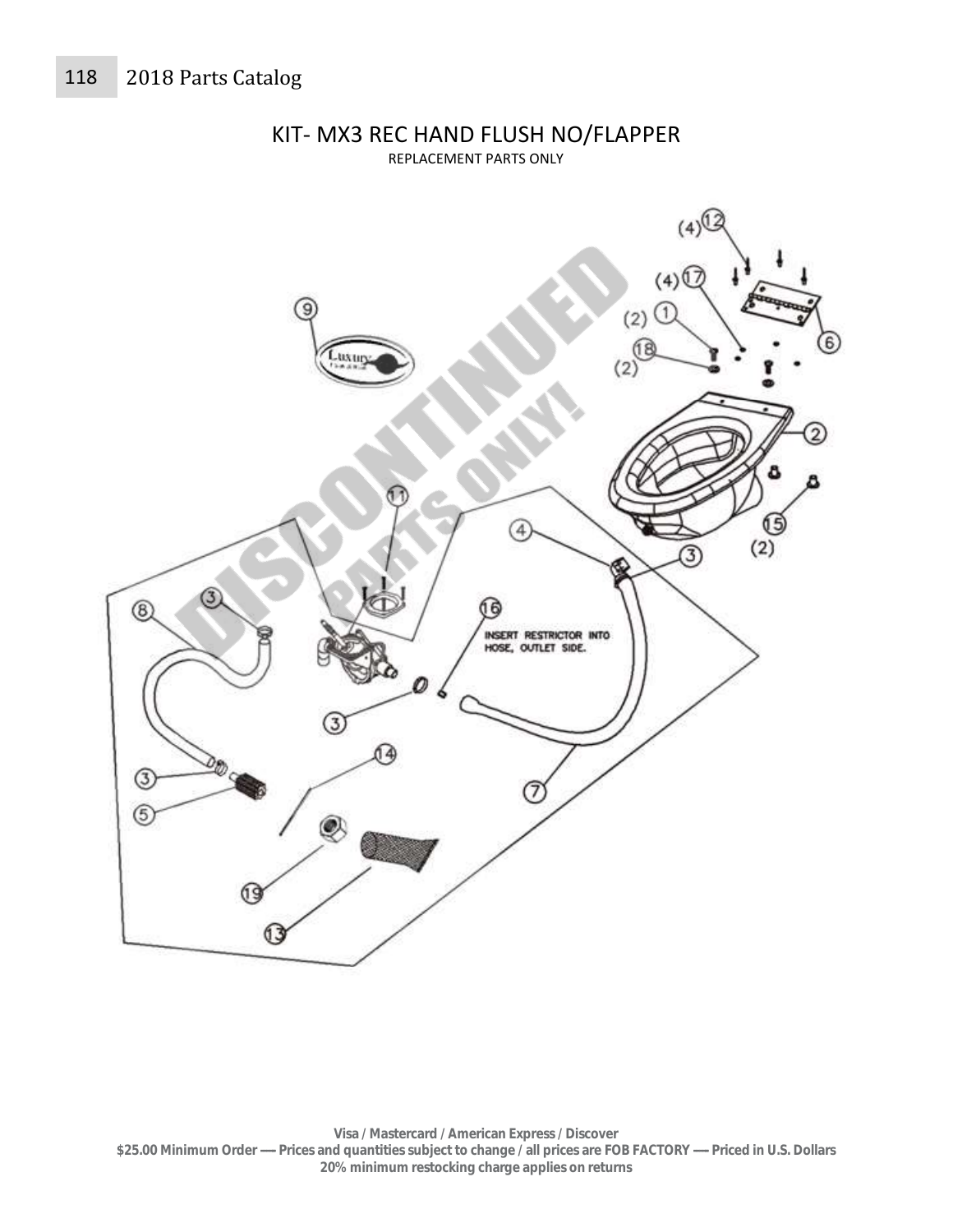# KIT- MX3 REC HAND FLUSH NO/FLAPPER

REPLACEMENT PARTS ONLY

DISCONTINUED PARTS ONLY!

INSERT RESTRICTOR INTO HOSE, OUTLET SIDE.

Visa / Mastercard / American Express / Discover
$25.00 Minimum Order — Prices and quantities subject to change / all prices are FOB FACTORY — Priced in U.S. Dollars
20% minimum restocking charge applies on returns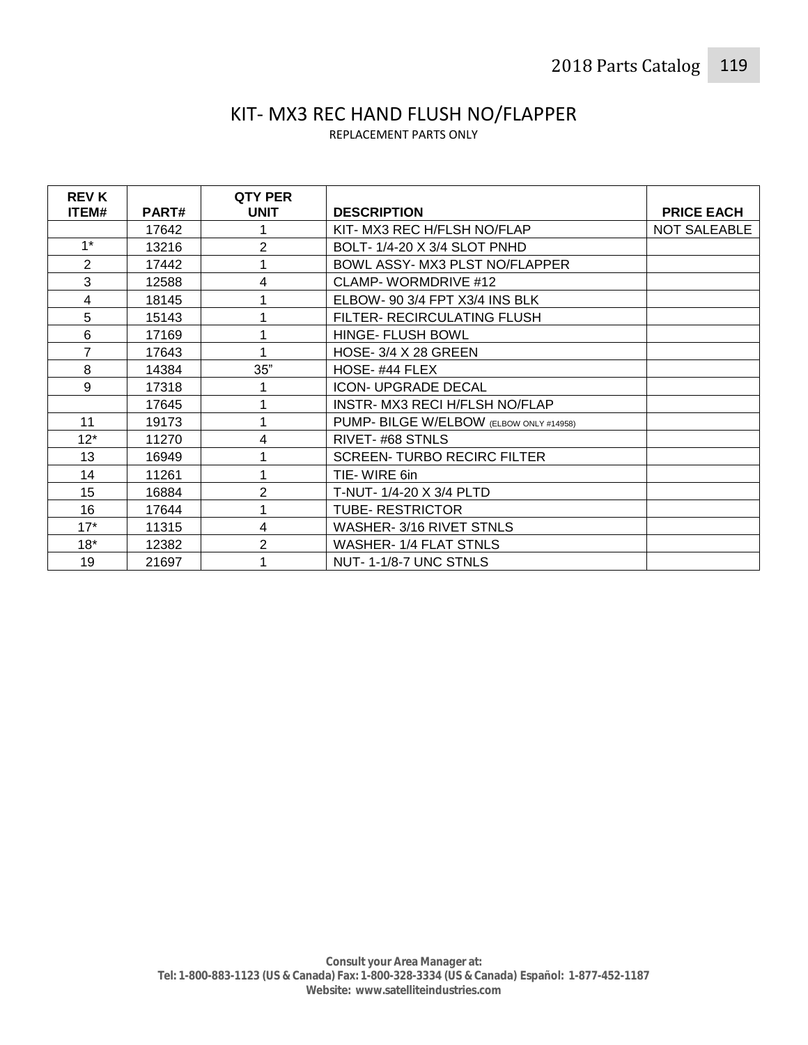# KIT- MX3 REC HAND FLUSH NO/FLAPPER

REPLACEMENT PARTS ONLY

| REV K ITEM# | PART# | QTY PER UNIT | DESCRIPTION | PRICE EACH |
|---|---|---|---|---|
| | 17642 | 1 | KIT- MX3 REC H/FLSH NO/FLAP | NOT SALEABLE |
| 1* | 13216 | 2 | BOLT- 1/4-20 X 3/4 SLOT PNHD | |
| 2 | 17442 | 1 | BOWL ASSY- MX3 PLST NO/FLAPPER | |
| 3 | 12588 | 4 | CLAMP- WORMDRIVE #12 | |
| 4 | 18145 | 1 | ELBOW- 90 3/4 FPT X3/4 INS BLK | |
| 5 | 15143 | 1 | FILTER- RECIRCULATING FLUSH | |
| 6 | 17169 | 1 | HINGE- FLUSH BOWL | |
| 7 | 17643 | 1 | HOSE- 3/4 X 28 GREEN | |
| 8 | 14384 | 35" | HOSE- #44 FLEX | |
| 9 | 17318 | 1 | ICON- UPGRADE DECAL | |
| | 17645 | 1 | INSTR- MX3 RECI H/FLSH NO/FLAP | |
| 11 | 19173 | 1 | PUMP- BILGE W/ELBOW (ELBOW ONLY #14958) | |
| 12* | 11270 | 4 | RIVET- #68 STNLS | |
| 13 | 16949 | 1 | SCREEN- TURBO RECIRC FILTER | |
| 14 | 11261 | 1 | TIE- WIRE 6in | |
| 15 | 16884 | 2 | T-NUT- 1/4-20 X 3/4 PLTD | |
| 16 | 17644 | 1 | TUBE- RESTRICTOR | |
| 17* | 11315 | 4 | WASHER- 3/16 RIVET STNLS | |
| 18* | 12382 | 2 | WASHER- 1/4 FLAT STNLS | |
| 19 | 21697 | 1 | NUT- 1-1/8-7 UNC STNLS | |

**Consult your Area Manager at:**
**Tel: 1-800-883-1123 (US & Canada) Fax: 1-800-328-3334 (US & Canada) Español: 1-877-452-1187**
**Website: www.satelliteindustries.com**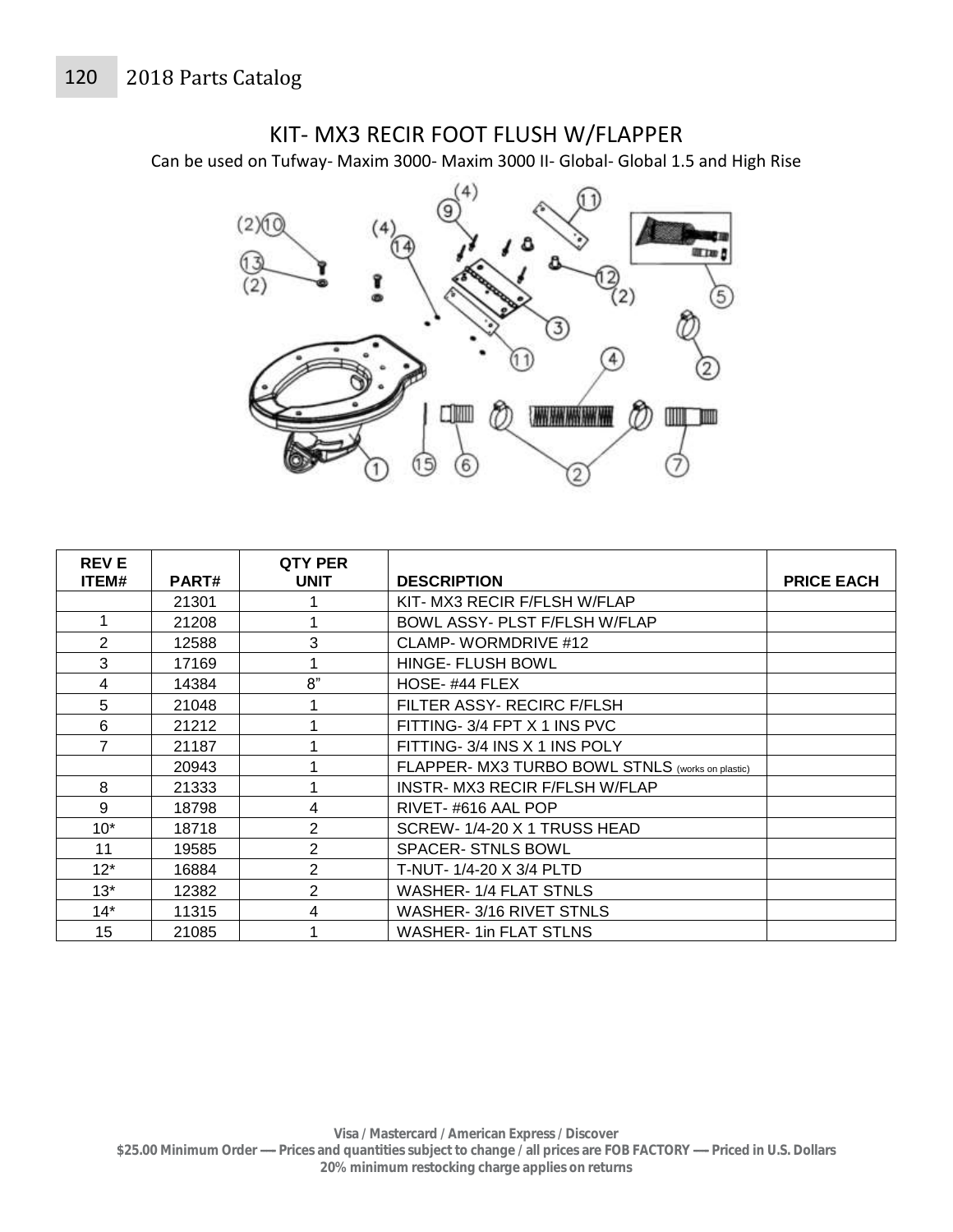# KIT- MX3 RECIR FOOT FLUSH W/FLAPPER

Can be used on Tufway- Maxim 3000- Maxim 3000 II- Global- Global 1.5 and High Rise

| REV E ITEM# | PART# | QTY PER UNIT | DESCRIPTION | PRICE EACH |
|---|---|---|---|---|
| | 21301 | 1 | KIT- MX3 RECIR F/FLSH W/FLAP | |
| 1 | 21208 | 1 | BOWL ASSY- PLST F/FLSH W/FLAP | |
| 2 | 12588 | 3 | CLAMP- WORMDRIVE #12 | |
| 3 | 17169 | 1 | HINGE- FLUSH BOWL | |
| 4 | 14384 | 8” | HOSE- #44 FLEX | |
| 5 | 21048 | 1 | FILTER ASSY- RECIRC F/FLSH | |
| 6 | 21212 | 1 | FITTING- 3/4 FPT X 1 INS PVC | |
| 7 | 21187 | 1 | FITTING- 3/4 INS X 1 INS POLY | |
| | 20943 | 1 | FLAPPER- MX3 TURBO BOWL STNLS (works on plastic) | |
| 8 | 21333 | 1 | INSTR- MX3 RECIR F/FLSH W/FLAP | |
| 9 | 18798 | 4 | RIVET- #616 AAL POP | |
| 10* | 18718 | 2 | SCREW- 1/4-20 X 1 TRUSS HEAD | |
| 11 | 19585 | 2 | SPACER- STNLS BOWL | |
| 12* | 16884 | 2 | T-NUT- 1/4-20 X 3/4 PLTD | |
| 13* | 12382 | 2 | WASHER- 1/4 FLAT STNLS | |
| 14* | 11315 | 4 | WASHER- 3/16 RIVET STNLS | |
| 15 | 21085 | 1 | WASHER- 1in FLAT STLNS | |

**Visa / Mastercard / American Express / Discover**
**$25.00 Minimum Order — Prices and quantities subject to change / all prices are FOB FACTORY — Priced in U.S. Dollars**
**20% minimum restocking charge applies on returns**